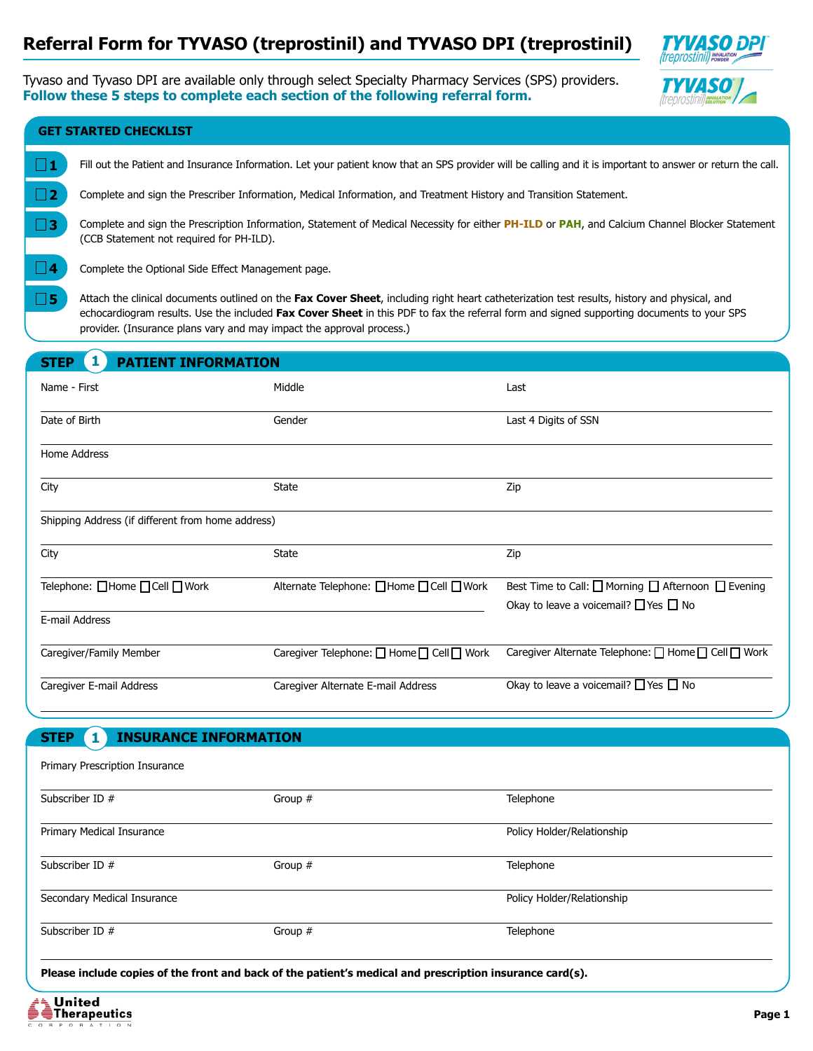# Referral Form for TYVASO (treprostinil) and TYVASO DPI (treprostinil)

Tyvaso and Tyvaso DPI are available only through select Specialty Pharmacy Services (SPS) providers.
**Follow these 5 steps to complete each section of the following referral form.**

## GET STARTED CHECKLIST

☐ **1** Fill out the Patient and Insurance Information. Let your patient know that an SPS provider will be calling and it is important to answer or return the call.

☐ **2** Complete and sign the Prescriber Information, Medical Information, and Treatment History and Transition Statement.

☐ **3** Complete and sign the Prescription Information, Statement of Medical Necessity for either **PH-ILD** or **PAH**, and Calcium Channel Blocker Statement (CCB Statement not required for PH-ILD).

☐ **4** Complete the Optional Side Effect Management page.

☐ **5** Attach the clinical documents outlined on the **Fax Cover Sheet**, including right heart catheterization test results, history and physical, and echocardiogram results. Use the included **Fax Cover Sheet** in this PDF to fax the referral form and signed supporting documents to your SPS provider. (Insurance plans vary and may impact the approval process.)

## STEP 1 PATIENT INFORMATION

| | | |
|---|---|---|
| Name - First | Middle | Last |
| Date of Birth | Gender | Last 4 Digits of SSN |
| Home Address | | |
| City | State | Zip |
| Shipping Address (if different from home address) | | |
| City | State | Zip |
| Telephone: ☐Home ☐Cell ☐Work | Alternate Telephone: ☐Home ☐Cell ☐Work | Best Time to Call: ☐ Morning ☐ Afternoon ☐ Evening<br>Okay to leave a voicemail? ☐Yes ☐ No |
| E-mail Address | | |
| Caregiver/Family Member | Caregiver Telephone: ☐ Home ☐ Cell ☐ Work | Caregiver Alternate Telephone: ☐ Home ☐ Cell ☐ Work |
| Caregiver E-mail Address | Caregiver Alternate E-mail Address | Okay to leave a voicemail? ☐Yes ☐ No |

## STEP 1 INSURANCE INFORMATION

| | | |
|---|---|---|
| Primary Prescription Insurance | | |
| Subscriber ID # | Group # | Telephone |
| Primary Medical Insurance | | Policy Holder/Relationship |
| Subscriber ID # | Group # | Telephone |
| Secondary Medical Insurance | | Policy Holder/Relationship |
| Subscriber ID # | Group # | Telephone |

**Please include copies of the front and back of the patient's medical and prescription insurance card(s).**

United Therapeutics Corporation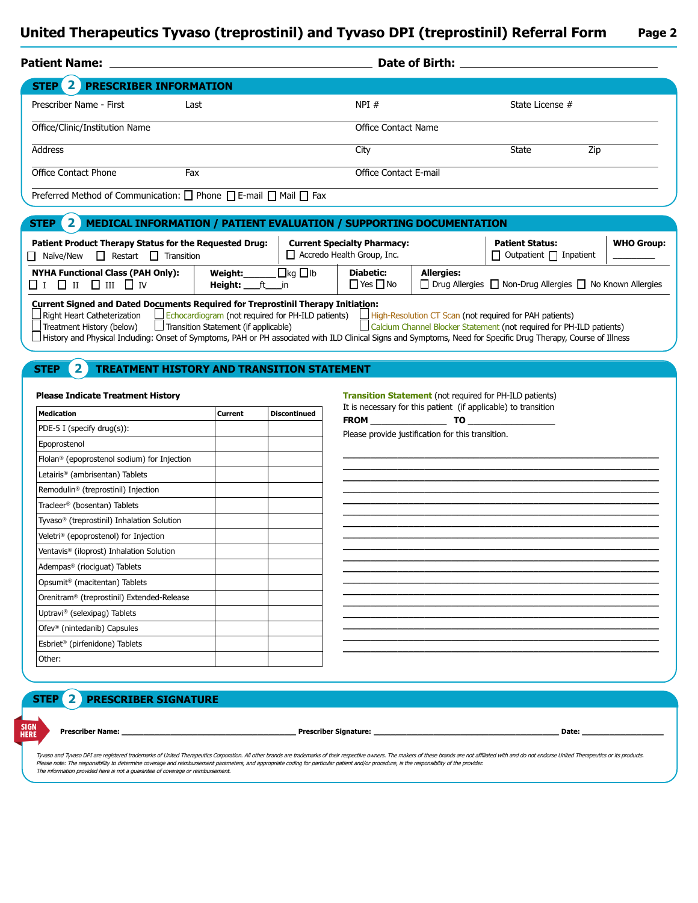# United Therapeutics Tyvaso (treprostinil) and Tyvaso DPI (treprostinil) Referral Form

**Patient Name:** ______________________ **Date of Birth:** ______________________

## STEP 2 PRESCRIBER INFORMATION

Prescriber Name - First ____ Last ____ NPI # ____ State License # ____

Office/Clinic/Institution Name ____ Office Contact Name ____

Address ____ City ____ State ____ Zip ____

Office Contact Phone ____ Fax ____ Office Contact E-mail ____

Preferred Method of Communication: ☐ Phone ☐ E-mail ☐ Mail ☐ Fax

## STEP 2 MEDICAL INFORMATION / PATIENT EVALUATION / SUPPORTING DOCUMENTATION

**Patient Product Therapy Status for the Requested Drug:** ☐ Naïve/New ☐ Restart ☐ Transition

**Current Specialty Pharmacy:** ☐ Accredo Health Group, Inc.

**Patient Status:** ☐ Outpatient ☐ Inpatient

**WHO Group:** ________

**NYHA Functional Class (PAH Only):** ☐ I ☐ II ☐ III ☐ IV

**Weight:** ______ ☐kg ☐lb
**Height:** ___ft___in

**Diabetic:** ☐ Yes ☐ No

**Allergies:** ☐ Drug Allergies ☐ Non-Drug Allergies ☐ No Known Allergies

**Current Signed and Dated Documents Required for Treprostinil Therapy Initiation:**

- ☐ Right Heart Catheterization
- ☐ Echocardiogram (not required for PH-ILD patients)
- ☐ High-Resolution CT Scan (not required for PAH patients)
- ☐ Treatment History (below)
- ☐ Transition Statement (if applicable)
- ☐ Calcium Channel Blocker Statement (not required for PH-ILD patients)
- ☐ History and Physical Including: Onset of Symptoms, PAH or PH associated with ILD Clinical Signs and Symptoms, Need for Specific Drug Therapy, Course of Illness

## STEP 2 TREATMENT HISTORY AND TRANSITION STATEMENT

**Please Indicate Treatment History**

| Medication | Current | Discontinued |
|---|---|---|
| PDE-5 I (specify drug(s)): | | |
| Epoprostenol | | |
| Flolan® (epoprostenol sodium) for Injection | | |
| Letairis® (ambrisentan) Tablets | | |
| Remodulin® (treprostinil) Injection | | |
| Tracleer® (bosentan) Tablets | | |
| Tyvaso® (treprostinil) Inhalation Solution | | |
| Veletri® (epoprostenol) for Injection | | |
| Ventavis® (iloprost) Inhalation Solution | | |
| Adempas® (riociguat) Tablets | | |
| Opsumit® (macitentan) Tablets | | |
| Orenitram® (treprostinil) Extended-Release | | |
| Uptravi® (selexipag) Tablets | | |
| Ofev® (nintedanib) Capsules | | |
| Esbriet® (pirfenidone) Tablets | | |
| Other: | | |

**Transition Statement** (not required for PH-ILD patients)
It is necessary for this patient (if applicable) to transition
**FROM** ______________ **TO** ______________
Please provide justification for this transition.

______________________________________________________________

## STEP 2 PRESCRIBER SIGNATURE

SIGN HERE

**Prescriber Name:** ______________________ **Prescriber Signature:** ______________________ **Date:** ____________

*Tyvaso and Tyvaso DPI are registered trademarks of United Therapeutics Corporation. All other brands are trademarks of their respective owners. The makers of these brands are not affiliated with and do not endorse United Therapeutics or its products.*
*Please note: The responsibility to determine coverage and reimbursement parameters, and appropriate coding for particular patient and/or procedure, is the responsibility of the provider.*
*The information provided here is not a guarantee of coverage or reimbursement.*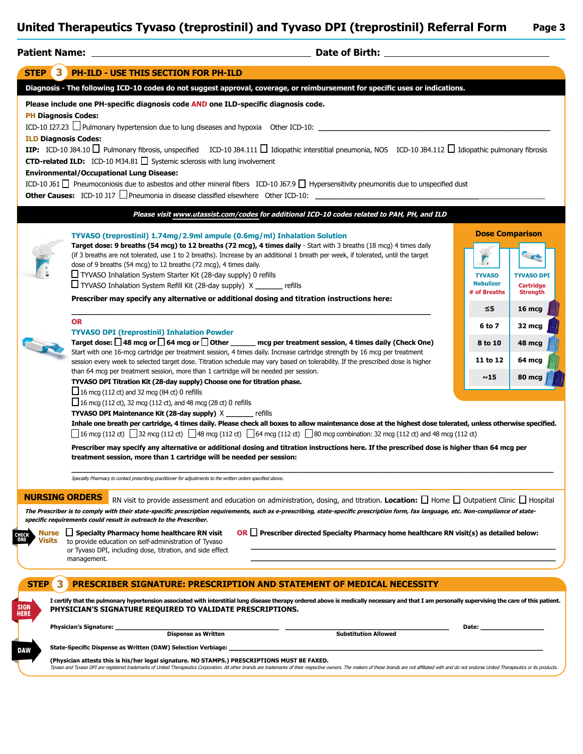# United Therapeutics Tyvaso (treprostinil) and Tyvaso DPI (treprostinil) Referral Form

**Patient Name:** ______________________ **Date of Birth:** ______________________

## STEP 3 PH-ILD - USE THIS SECTION FOR PH-ILD

**Diagnosis - The following ICD-10 codes do not suggest approval, coverage, or reimbursement for specific uses or indications.**

**Please include one PH-specific diagnosis code AND one ILD-specific diagnosis code.**

**PH Diagnosis Codes:**

ICD-10 I27.23 ☐ Pulmonary hypertension due to lung diseases and hypoxia Other ICD-10: ______________________

**ILD Diagnosis Codes:**

**IIP:** ICD-10 J84.10 ☐ Pulmonary fibrosis, unspecified ICD-10 J84.111 ☐ Idiopathic interstitial pneumonia, NOS ICD-10 J84.112 ☐ Idiopathic pulmonary fibrosis

**CTD-related ILD:** ICD-10 M34.81 ☐ Systemic sclerosis with lung involvement

**Environmental/Occupational Lung Disease:**

ICD-10 J61 ☐ Pneumoconiosis due to asbestos and other mineral fibers ICD-10 J67.9 ☐ Hypersensitivity pneumonitis due to unspecified dust

**Other Causes:** ICD-10 J17 ☐ Pneumonia in disease classified elsewhere Other ICD-10: ______________________

***Please visit www.utassist.com/codes for additional ICD-10 codes related to PAH, PH, and ILD***

### TYVASO (treprostinil) 1.74mg/2.9ml ampule (0.6mg/ml) Inhalation Solution

**Target dose: 9 breaths (54 mcg) to 12 breaths (72 mcg), 4 times daily** - Start with 3 breaths (18 mcg) 4 times daily (if 3 breaths are not tolerated, use 1 to 2 breaths). Increase by an additional 1 breath per week, if tolerated, until the target dose of 9 breaths (54 mcg) to 12 breaths (72 mcg), 4 times daily.

☐ TYVASO Inhalation System Starter Kit (28-day supply) 0 refills

☐ TYVASO Inhalation System Refill Kit (28-day supply) X _______ refills

**Prescriber may specify any alternative or additional dosing and titration instructions here:**

______________________

**OR**

### TYVASO DPI (treprostinil) Inhalation Powder

**Target dose:** ☐ **48 mcg or** ☐ **64 mcg or** ☐ **Other _______ mcg per treatment session, 4 times daily (Check One)**

Start with one 16-mcg cartridge per treatment session, 4 times daily. Increase cartridge strength by 16 mcg per treatment session every week to selected target dose. Titration schedule may vary based on tolerability. If the prescribed dose is higher than 64 mcg per treatment session, more than 1 cartridge will be needed per session.

**TYVASO DPI Titration Kit (28-day supply) Choose one for titration phase.**

☐ 16 mcg (112 ct) and 32 mcg (84 ct) 0 refills

☐ 16 mcg (112 ct), 32 mcg (112 ct), and 48 mcg (28 ct) 0 refills

**TYVASO DPI Maintenance Kit (28-day supply)** X _______ refills

**Inhale one breath per cartridge, 4 times daily. Please check all boxes to allow maintenance dose at the highest dose tolerated, unless otherwise specified.**

☐ 16 mcg (112 ct) ☐ 32 mcg (112 ct) ☐ 48 mcg (112 ct) ☐ 64 mcg (112 ct) ☐ 80 mcg combination: 32 mcg (112 ct) and 48 mcg (112 ct)

**Prescriber may specify any alternative or additional dosing and titration instructions here. If the prescribed dose is higher than 64 mcg per treatment session, more than 1 cartridge will be needed per session:**

______________________

*Specialty Pharmacy to contact prescribing practitioner for adjustments to the written orders specified above.*

**Dose Comparison**

| TYVASO Nebulizer # of Breaths | TYVASO DPI Cartridge Strength |
|---|---|
| ≤5 | 16 mcg |
| 6 to 7 | 32 mcg |
| 8 to 10 | 48 mcg |
| 11 to 12 | 64 mcg |
| ~15 | 80 mcg |

### NURSING ORDERS

RN visit to provide assessment and education on administration, dosing, and titration. **Location:** ☐ Home ☐ Outpatient Clinic ☐ Hospital

***The Prescriber is to comply with their state-specific prescription requirements, such as e-prescribing, state-specific prescription form, fax language, etc. Non-compliance of state-specific requirements could result in outreach to the Prescriber.***

CHECK ONE — **Nurse Visits**

☐ **Specialty Pharmacy home healthcare RN visit** to provide education on self-administration of Tyvaso or Tyvaso DPI, including dose, titration, and side effect management.

**OR** ☐ **Prescriber directed Specialty Pharmacy home healthcare RN visit(s) as detailed below:**

______________________

______________________

## STEP 3 PRESCRIBER SIGNATURE: PRESCRIPTION AND STATEMENT OF MEDICAL NECESSITY

SIGN HERE

**I certify that the pulmonary hypertension associated with interstitial lung disease therapy ordered above is medically necessary and that I am personally supervising the care of this patient.**
**PHYSICIAN'S SIGNATURE REQUIRED TO VALIDATE PRESCRIPTIONS.**

**Physician's Signature:** ______________________ ______________________ **Date:** __________

**Dispense as Written** **Substitution Allowed**

DAW

**State-Specific Dispense as Written (DAW) Selection Verbiage:** ______________________

**(Physician attests this is his/her legal signature. NO STAMPS.) PRESCRIPTIONS MUST BE FAXED.**

*Tyvaso and Tyvaso DPI are registered trademarks of United Therapeutics Corporation. All other brands are trademarks of their respective owners. The makers of these brands are not affiliated with and do not endorse United Therapeutics or its products.*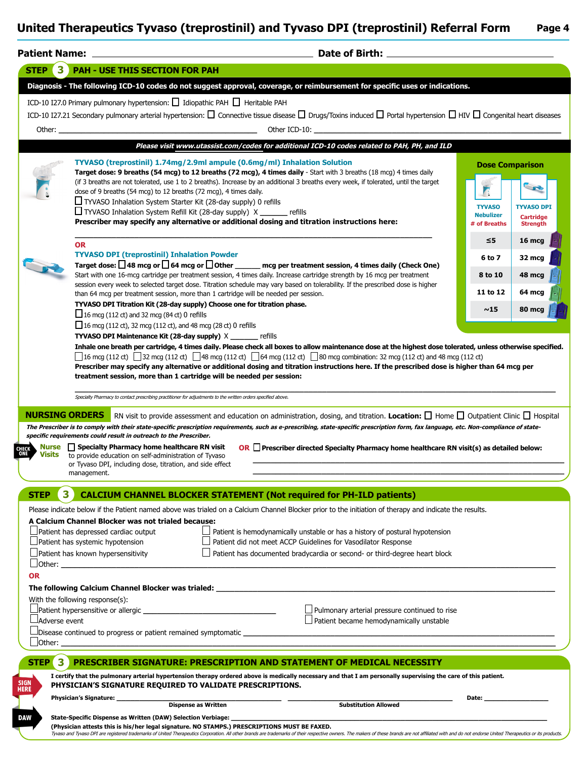# United Therapeutics Tyvaso (treprostinil) and Tyvaso DPI (treprostinil) Referral Form

**Patient Name:** ______________________ **Date of Birth:** ______________________

## STEP 3 PAH - USE THIS SECTION FOR PAH

**Diagnosis - The following ICD-10 codes do not suggest approval, coverage, or reimbursement for specific uses or indications.**

ICD-10 I27.0 Primary pulmonary hypertension: ☐ Idiopathic PAH ☐ Heritable PAH

ICD-10 I27.21 Secondary pulmonary arterial hypertension: ☐ Connective tissue disease ☐ Drugs/Toxins induced ☐ Portal hypertension ☐ HIV ☐ Congenital heart diseases

Other: ______________________ Other ICD-10: ______________________

*Please visit www.utassist.com/codes for additional ICD-10 codes related to PAH, PH, and ILD*

**TYVASO (treprostinil) 1.74mg/2.9ml ampule (0.6mg/ml) Inhalation Solution**

**Target dose: 9 breaths (54 mcg) to 12 breaths (72 mcg), 4 times daily** - Start with 3 breaths (18 mcg) 4 times daily (if 3 breaths are not tolerated, use 1 to 2 breaths). Increase by an additional 3 breaths every week, if tolerated, until the target dose of 9 breaths (54 mcg) to 12 breaths (72 mcg), 4 times daily.

☐ TYVASO Inhalation System Starter Kit (28-day supply) 0 refills

☐ TYVASO Inhalation System Refill Kit (28-day supply) X _______ refills

**Prescriber may specify any alternative or additional dosing and titration instructions here:**

______________________________________________

**OR**

**TYVASO DPI (treprostinil) Inhalation Powder**

**Target dose:** ☐ **48 mcg or** ☐ **64 mcg or** ☐ **Other _______ mcg per treatment session, 4 times daily (Check One)**

Start with one 16-mcg cartridge per treatment session, 4 times daily. Increase cartridge strength by 16 mcg per treatment session every week to selected target dose. Titration schedule may vary based on tolerability. If the prescribed dose is higher than 64 mcg per treatment session, more than 1 cartridge will be needed per session.

**TYVASO DPI Titration Kit (28-day supply) Choose one for titration phase.**

☐ 16 mcg (112 ct) and 32 mcg (84 ct) 0 refills

☐ 16 mcg (112 ct), 32 mcg (112 ct), and 48 mcg (28 ct) 0 refills

**TYVASO DPI Maintenance Kit (28-day supply)** X _______ refills

**Dose Comparison**

| TYVASO Nebulizer # of Breaths | TYVASO DPI Cartridge Strength |
|---|---|
| ≤5 | 16 mcg |
| 6 to 7 | 32 mcg |
| 8 to 10 | 48 mcg |
| 11 to 12 | 64 mcg |
| ~15 | 80 mcg |

**Inhale one breath per cartridge, 4 times daily. Please check all boxes to allow maintenance dose at the highest dose tolerated, unless otherwise specified.**

☐ 16 mcg (112 ct) ☐ 32 mcg (112 ct) ☐ 48 mcg (112 ct) ☐ 64 mcg (112 ct) ☐ 80 mcg combination: 32 mcg (112 ct) and 48 mcg (112 ct)

**Prescriber may specify any alternative or additional dosing and titration instructions here. If the prescribed dose is higher than 64 mcg per treatment session, more than 1 cartridge will be needed per session:**

______________________________________________

*Specialty Pharmacy to contact prescribing practitioner for adjustments to the written orders specified above.*

**NURSING ORDERS** RN visit to provide assessment and education on administration, dosing, and titration. **Location:** ☐ Home ☐ Outpatient Clinic ☐ Hospital

***The Prescriber is to comply with their state-specific prescription requirements, such as e-prescribing, state-specific prescription form, fax language, etc. Non-compliance of state-specific requirements could result in outreach to the Prescriber.***

CHECK ONE — **Nurse Visits**

☐ **Specialty Pharmacy home healthcare RN visit** to provide education on self-administration of Tyvaso or Tyvaso DPI, including dose, titration, and side effect management.

**OR** ☐ **Prescriber directed Specialty Pharmacy home healthcare RN visit(s) as detailed below:**

______________________________________________

______________________________________________

## STEP 3 CALCIUM CHANNEL BLOCKER STATEMENT (Not required for PH-ILD patients)

Please indicate below if the Patient named above was trialed on a Calcium Channel Blocker prior to the initiation of therapy and indicate the results.

**A Calcium Channel Blocker was not trialed because:**

☐ Patient has depressed cardiac output

☐ Patient has systemic hypotension

☐ Patient has known hypersensitivity

☐ Patient is hemodynamically unstable or has a history of postural hypotension

☐ Patient did not meet ACCP Guidelines for Vasodilator Response

☐ Patient has documented bradycardia or second- or third-degree heart block

☐ Other: ______________________

**OR**

**The following Calcium Channel Blocker was trialed:** ______________________

With the following response(s):

☐ Patient hypersensitive or allergic ______________________

☐ Adverse event

☐ Pulmonary arterial pressure continued to rise

☐ Patient became hemodynamically unstable

☐ Disease continued to progress or patient remained symptomatic ______________________

☐ Other: ______________________

## STEP 3 PRESCRIBER SIGNATURE: PRESCRIPTION AND STATEMENT OF MEDICAL NECESSITY

**I certify that the pulmonary arterial hypertension therapy ordered above is medically necessary and that I am personally supervising the care of this patient.**

**PHYSICIAN'S SIGNATURE REQUIRED TO VALIDATE PRESCRIPTIONS.**

SIGN HERE

**Physician's Signature:** ______________________ ______________________ **Date:** ____________

**Dispense as Written** **Substitution Allowed**

DAW

**State-Specific Dispense as Written (DAW) Selection Verbiage:** ______________________

**(Physician attests this is his/her legal signature. NO STAMPS.) PRESCRIPTIONS MUST BE FAXED.**

*Tyvaso and Tyvaso DPI are registered trademarks of United Therapeutics Corporation. All other brands are trademarks of their respective owners. The makers of these brands are not affiliated with and do not endorse United Therapeutics or its products.*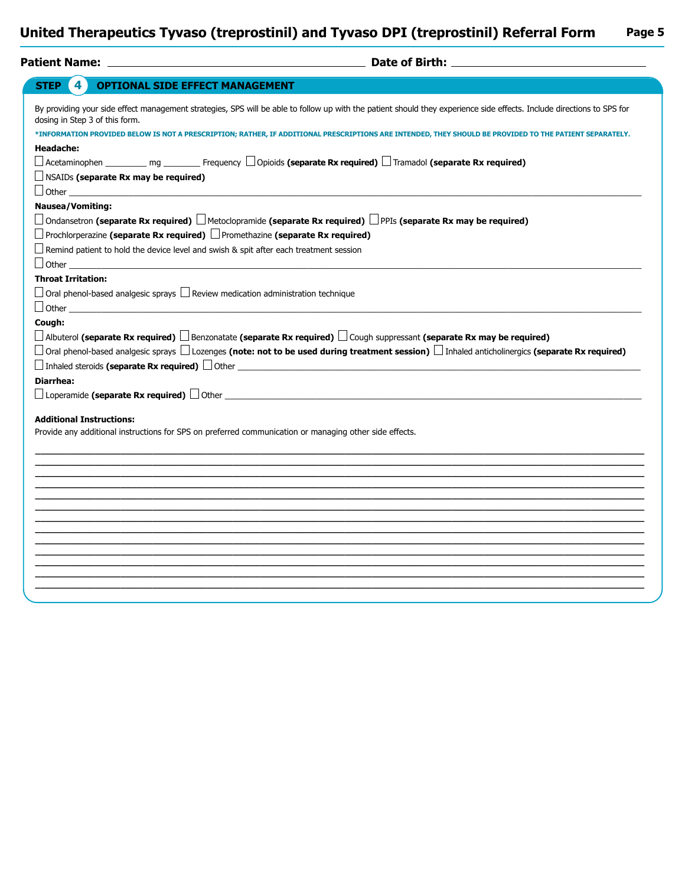**Patient Name:** ______________________________ **Date of Birth:** ______________________________

## STEP 4 OPTIONAL SIDE EFFECT MANAGEMENT

By providing your side effect management strategies, SPS will be able to follow up with the patient should they experience side effects. Include directions to SPS for dosing in Step 3 of this form.

***INFORMATION PROVIDED BELOW IS NOT A PRESCRIPTION; RATHER, IF ADDITIONAL PRESCRIPTIONS ARE INTENDED, THEY SHOULD BE PROVIDED TO THE PATIENT SEPARATELY.**

**Headache:**

☐ Acetaminophen ________ mg ________ Frequency ☐ Opioids **(separate Rx required)** ☐ Tramadol **(separate Rx required)**

☐ NSAIDs **(separate Rx may be required)**

☐ Other ______________________________

**Nausea/Vomiting:**

☐ Ondansetron **(separate Rx required)** ☐ Metoclopramide **(separate Rx required)** ☐ PPIs **(separate Rx may be required)**

☐ Prochlorperazine **(separate Rx required)** ☐ Promethazine **(separate Rx required)**

☐ Remind patient to hold the device level and swish & spit after each treatment session

☐ Other ______________________________

**Throat Irritation:**

☐ Oral phenol-based analgesic sprays ☐ Review medication administration technique

☐ Other ______________________________

**Cough:**

☐ Albuterol **(separate Rx required)** ☐ Benzonatate **(separate Rx required)** ☐ Cough suppressant **(separate Rx may be required)**

☐ Oral phenol-based analgesic sprays ☐ Lozenges **(note: not to be used during treatment session)** ☐ Inhaled anticholinergics **(separate Rx required)**

☐ Inhaled steroids **(separate Rx required)** ☐ Other ______________________________

**Diarrhea:**

☐ Loperamide **(separate Rx required)** ☐ Other ______________________________

**Additional Instructions:**

Provide any additional instructions for SPS on preferred communication or managing other side effects.

______________________________

______________________________

______________________________

______________________________

______________________________

______________________________

______________________________

______________________________

______________________________

______________________________

______________________________

______________________________

______________________________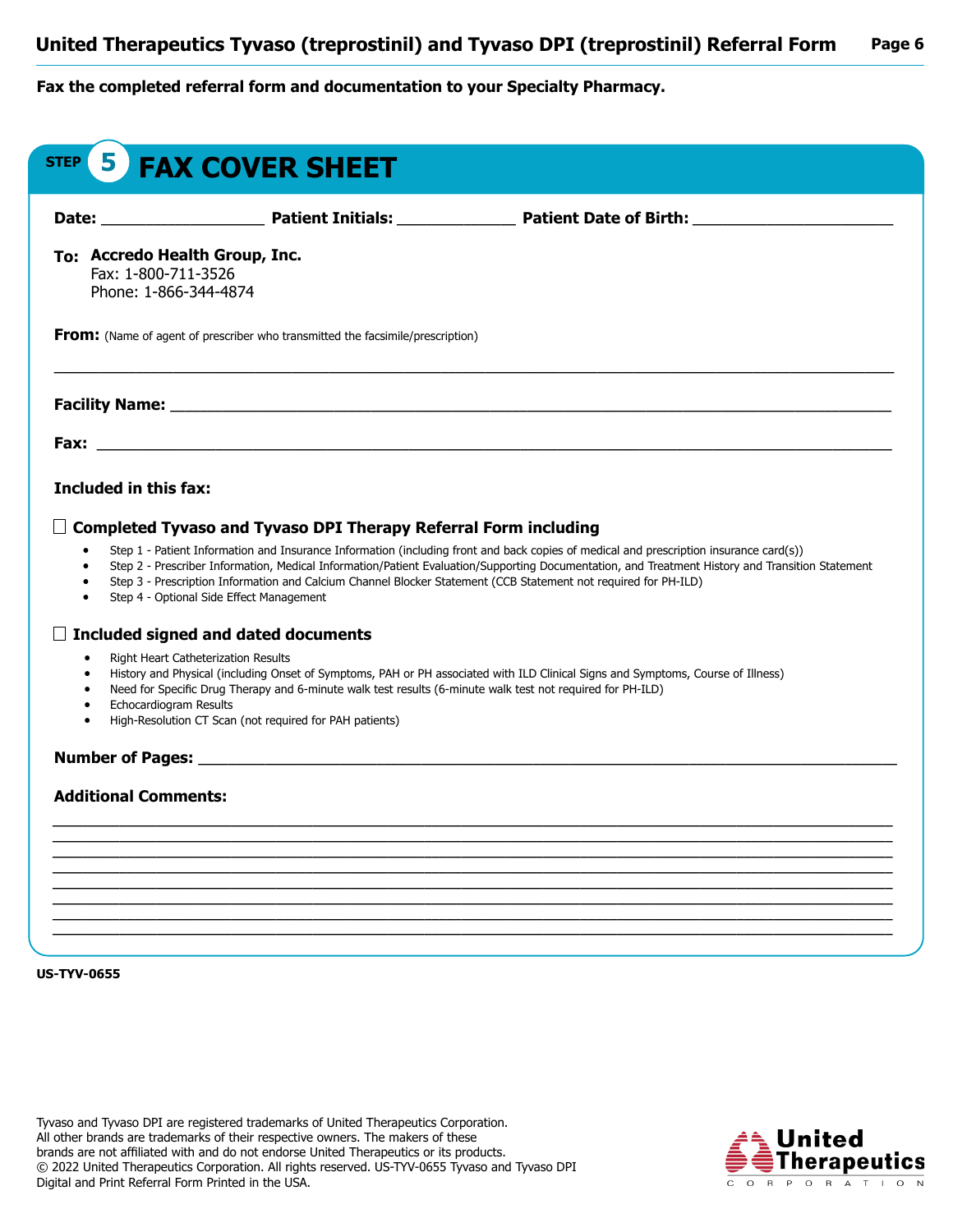Fax the completed referral form and documentation to your Specialty Pharmacy.

## STEP 5 FAX COVER SHEET

**Date:** __________________ **Patient Initials:** _____________ **Patient Date of Birth:** ______________________

**To:** **Accredo Health Group, Inc.**
Fax: 1-800-711-3526
Phone: 1-866-344-4874

**From:** (Name of agent of prescriber who transmitted the facsimile/prescription)

______________________________________________________________________________

**Facility Name:** ______________________________________________________________

**Fax:** ____________________________________________________________________

**Included in this fax:**

☐ **Completed Tyvaso and Tyvaso DPI Therapy Referral Form including**

- Step 1 - Patient Information and Insurance Information (including front and back copies of medical and prescription insurance card(s))
- Step 2 - Prescriber Information, Medical Information/Patient Evaluation/Supporting Documentation, and Treatment History and Transition Statement
- Step 3 - Prescription Information and Calcium Channel Blocker Statement (CCB Statement not required for PH-ILD)
- Step 4 - Optional Side Effect Management

☐ **Included signed and dated documents**

- Right Heart Catheterization Results
- History and Physical (including Onset of Symptoms, PAH or PH associated with ILD Clinical Signs and Symptoms, Course of Illness)
- Need for Specific Drug Therapy and 6-minute walk test results (6-minute walk test not required for PH-ILD)
- Echocardiogram Results
- High-Resolution CT Scan (not required for PAH patients)

**Number of Pages:** _________________________________________________________

**Additional Comments:**

______________________________________________________________________________
______________________________________________________________________________
______________________________________________________________________________
______________________________________________________________________________
______________________________________________________________________________
______________________________________________________________________________
______________________________________________________________________________
______________________________________________________________________________

**US-TYV-0655**

Tyvaso and Tyvaso DPI are registered trademarks of United Therapeutics Corporation. All other brands are trademarks of their respective owners. The makers of these brands are not affiliated with and do not endorse United Therapeutics or its products. © 2022 United Therapeutics Corporation. All rights reserved. US-TYV-0655 Tyvaso and Tyvaso DPI Digital and Print Referral Form Printed in the USA.

United Therapeutics CORPORATION